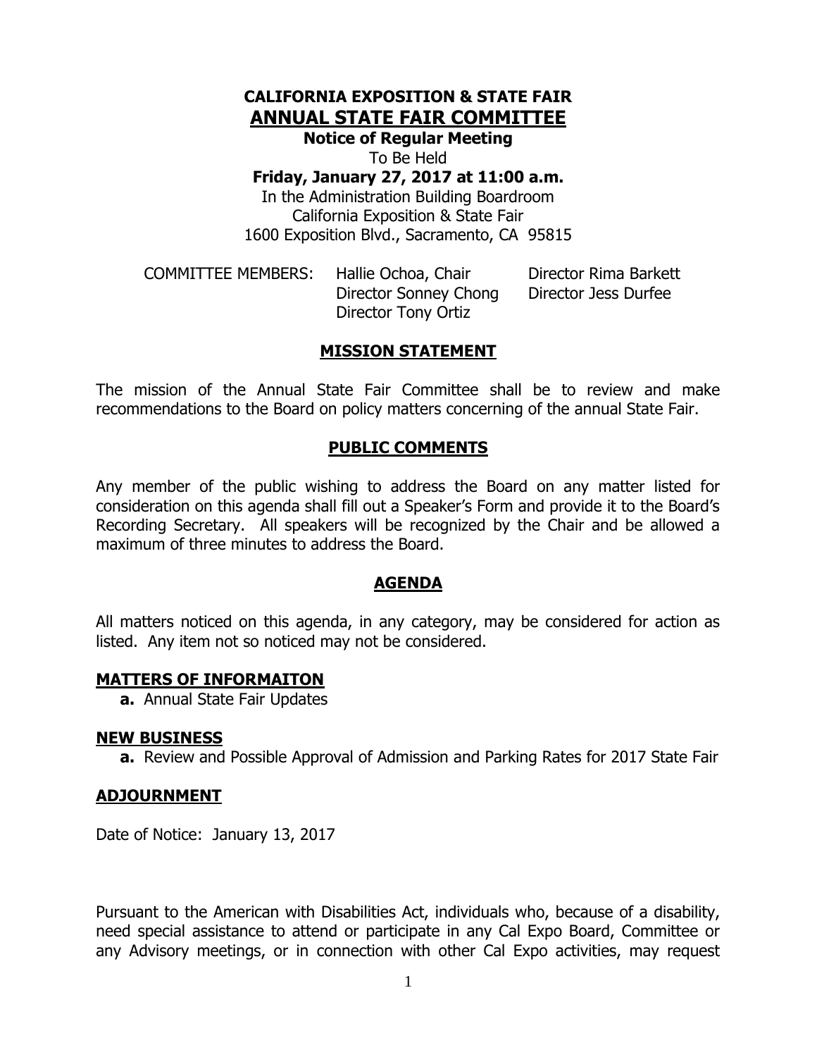# CALIFORNIA EXPOSITION & STATE FAIR
# ANNUAL STATE FAIR COMMITTEE

**Notice of Regular Meeting**

To Be Held

**Friday, January 27, 2017 at 11:00 a.m.**

In the Administration Building Boardroom
California Exposition & State Fair
1600 Exposition Blvd., Sacramento, CA 95815

COMMITTEE MEMBERS: Hallie Ochoa, Chair
Director Rima Barkett
Director Sonney Chong
Director Jess Durfee
Director Tony Ortiz

## MISSION STATEMENT

The mission of the Annual State Fair Committee shall be to review and make recommendations to the Board on policy matters concerning of the annual State Fair.

## PUBLIC COMMENTS

Any member of the public wishing to address the Board on any matter listed for consideration on this agenda shall fill out a Speaker's Form and provide it to the Board's Recording Secretary. All speakers will be recognized by the Chair and be allowed a maximum of three minutes to address the Board.

## AGENDA

All matters noticed on this agenda, in any category, may be considered for action as listed. Any item not so noticed may not be considered.

### MATTERS OF INFORMAITON

**a.** Annual State Fair Updates

### NEW BUSINESS

**a.** Review and Possible Approval of Admission and Parking Rates for 2017 State Fair

### ADJOURNMENT

Date of Notice: January 13, 2017

Pursuant to the American with Disabilities Act, individuals who, because of a disability, need special assistance to attend or participate in any Cal Expo Board, Committee or any Advisory meetings, or in connection with other Cal Expo activities, may request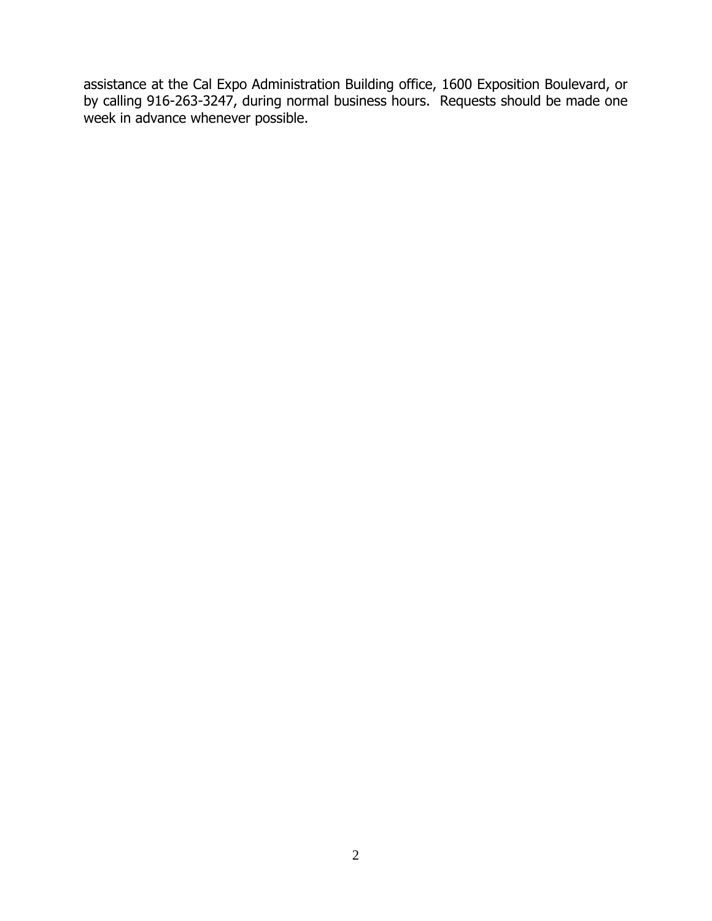assistance at the Cal Expo Administration Building office, 1600 Exposition Boulevard, or by calling 916-263-3247, during normal business hours. Requests should be made one week in advance whenever possible.